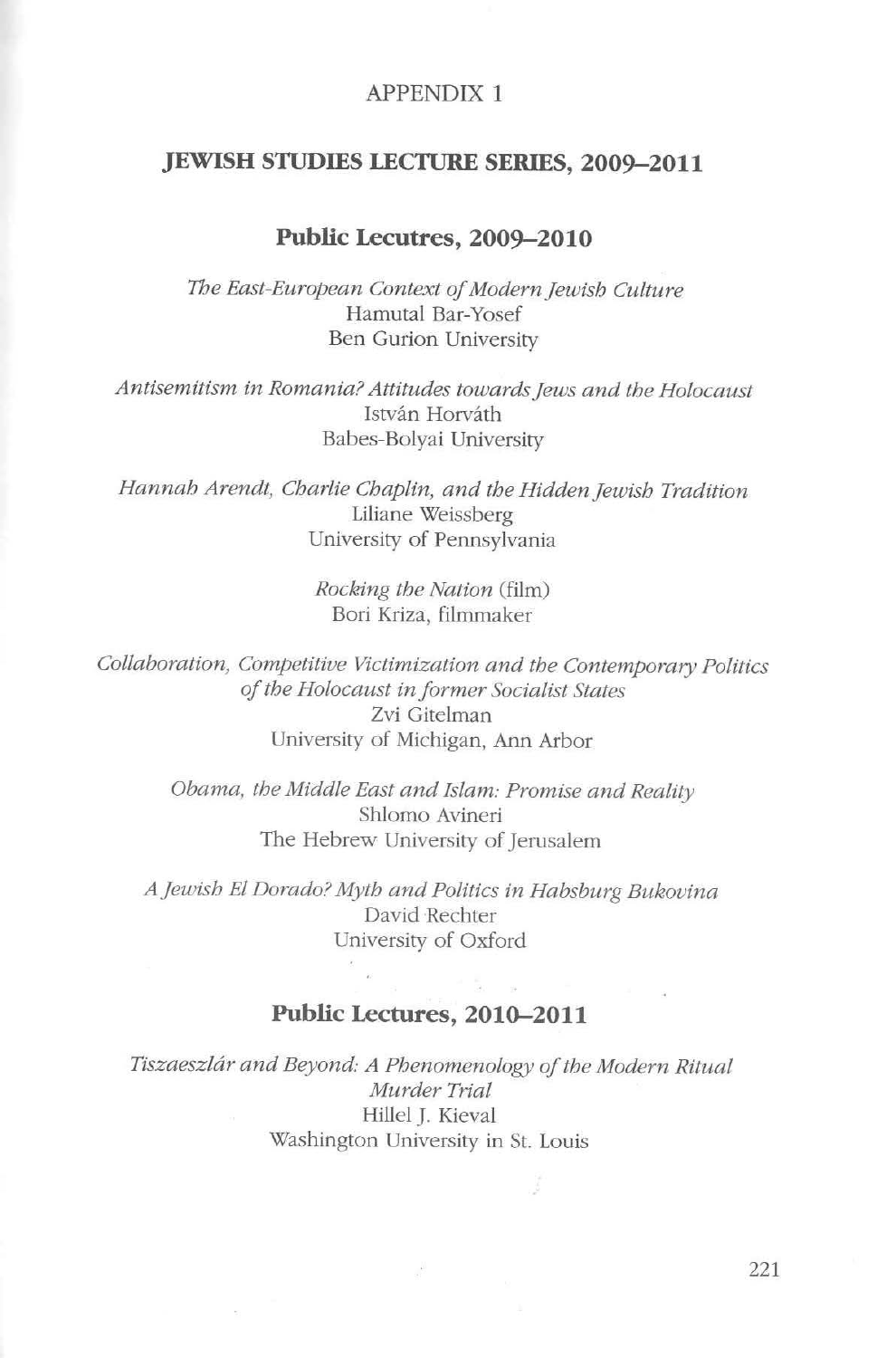# APPENDIX 1

## JEWISH STUDIES LECTURE SERIES, 2009–2011

### Public Lecutres, 2009–2010

*The East-European Context of Modern Jewish Culture*
Hamutal Bar-Yosef
Ben Gurion University

*Antisemitism in Romania? Attitudes towards Jews and the Holocaust*
István Horváth
Babes-Bolyai University

*Hannah Arendt, Charlie Chaplin, and the Hidden Jewish Tradition*
Liliane Weissberg
University of Pennsylvania

*Rocking the Nation* (film)
Bori Kriza, filmmaker

*Collaboration, Competitive Victimization and the Contemporary Politics of the Holocaust in former Socialist States*
Zvi Gitelman
University of Michigan, Ann Arbor

*Obama, the Middle East and Islam: Promise and Reality*
Shlomo Avineri
The Hebrew University of Jerusalem

*A Jewish El Dorado? Myth and Politics in Habsburg Bukovina*
David Rechter
University of Oxford

### Public Lectures, 2010–2011

*Tiszaeszlár and Beyond: A Phenomenology of the Modern Ritual Murder Trial*
Hillel J. Kieval
Washington University in St. Louis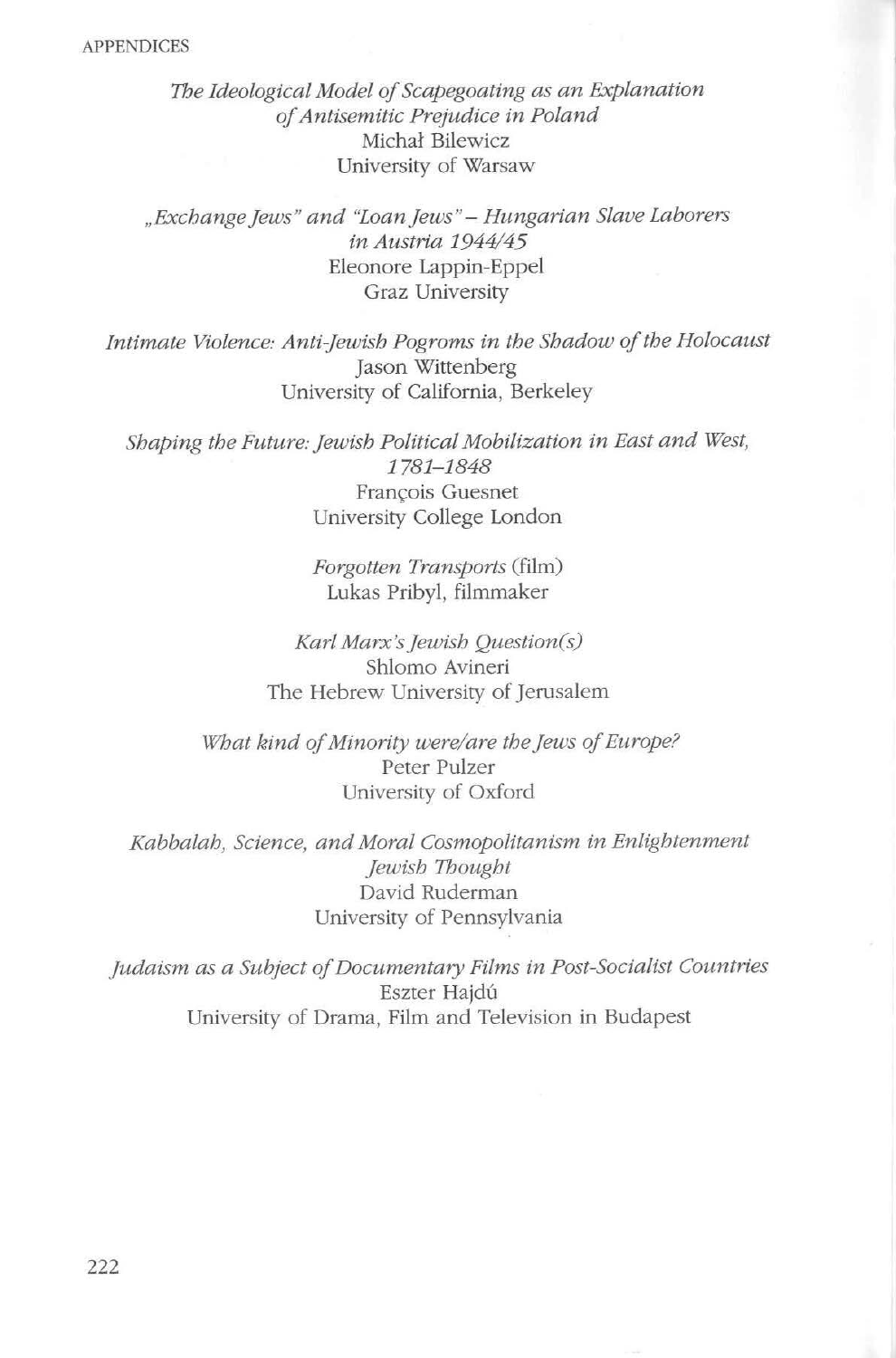*The Ideological Model of Scapegoating as an Explanation of Antisemitic Prejudice in Poland*
Michał Bilewicz
University of Warsaw

*„Exchange Jews" and "Loan Jews" – Hungarian Slave Laborers in Austria 1944/45*
Eleonore Lappin-Eppel
Graz University

*Intimate Violence: Anti-Jewish Pogroms in the Shadow of the Holocaust*
Jason Wittenberg
University of California, Berkeley

*Shaping the Future: Jewish Political Mobilization in East and West, 1781–1848*
François Guesnet
University College London

*Forgotten Transports* (film)
Lukas Pribyl, filmmaker

*Karl Marx's Jewish Question(s)*
Shlomo Avineri
The Hebrew University of Jerusalem

*What kind of Minority were/are the Jews of Europe?*
Peter Pulzer
University of Oxford

*Kabbalah, Science, and Moral Cosmopolitanism in Enlightenment Jewish Thought*
David Ruderman
University of Pennsylvania

*Judaism as a Subject of Documentary Films in Post-Socialist Countries*
Eszter Hajdú
University of Drama, Film and Television in Budapest